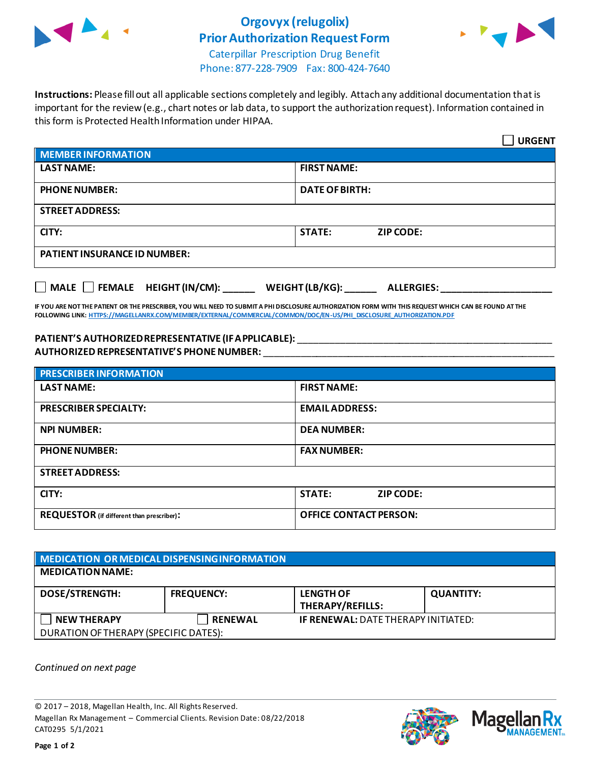# Orgovyx (relugolix) Prior Authorization Request Form

Caterpillar Prescription Drug Benefit
Phone: 877-228-7909 Fax: 800-424-7640

**Instructions:** Please fill out all applicable sections completely and legibly. Attach any additional documentation that is important for the review (e.g., chart notes or lab data, to support the authorization request). Information contained in this form is Protected Health Information under HIPAA.

☐ **URGENT**

| **MEMBER INFORMATION** | |
|---|---|
| **LAST NAME:** | **FIRST NAME:** |
| **PHONE NUMBER:** | **DATE OF BIRTH:** |
| **STREET ADDRESS:** | |
| **CITY:** | **STATE:** **ZIP CODE:** |
| **PATIENT INSURANCE ID NUMBER:** | |

☐ **MALE** ☐ **FEMALE** **HEIGHT (IN/CM):** ______ **WEIGHT (LB/KG):** ______ **ALLERGIES:** ____________________

**IF YOU ARE NOT THE PATIENT OR THE PRESCRIBER, YOU WILL NEED TO SUBMIT A PHI DISCLOSURE AUTHORIZATION FORM WITH THIS REQUEST WHICH CAN BE FOUND AT THE FOLLOWING LINK: HTTPS://MAGELLANRX.COM/MEMBER/EXTERNAL/COMMERCIAL/COMMON/DOC/EN-US/PHI_DISCLOSURE_AUTHORIZATION.PDF**

**PATIENT'S AUTHORIZED REPRESENTATIVE (IF APPLICABLE):** ______________________________________________
**AUTHORIZED REPRESENTATIVE'S PHONE NUMBER:** ______________________________________________

| **PRESCRIBER INFORMATION** | |
|---|---|
| **LAST NAME:** | **FIRST NAME:** |
| **PRESCRIBER SPECIALTY:** | **EMAIL ADDRESS:** |
| **NPI NUMBER:** | **DEA NUMBER:** |
| **PHONE NUMBER:** | **FAX NUMBER:** |
| **STREET ADDRESS:** | |
| **CITY:** | **STATE:** **ZIP CODE:** |
| **REQUESTOR** (if different than prescriber)**:** | **OFFICE CONTACT PERSON:** |

| **MEDICATION OR MEDICAL DISPENSING INFORMATION** | | | |
|---|---|---|---|
| **MEDICATION NAME:** | | | |
| **DOSE/STRENGTH:** | **FREQUENCY:** | **LENGTH OF THERAPY/REFILLS:** | **QUANTITY:** |
| ☐ **NEW THERAPY** | ☐ **RENEWAL** | **IF RENEWAL:** DATE THERAPY INITIATED: | |
| DURATION OF THERAPY (SPECIFIC DATES): | | | |

*Continued on next page*

© 2017 – 2018, Magellan Health, Inc. All Rights Reserved.
Magellan Rx Management – Commercial Clients. Revision Date: 08/22/2018
CAT0295 5/1/2021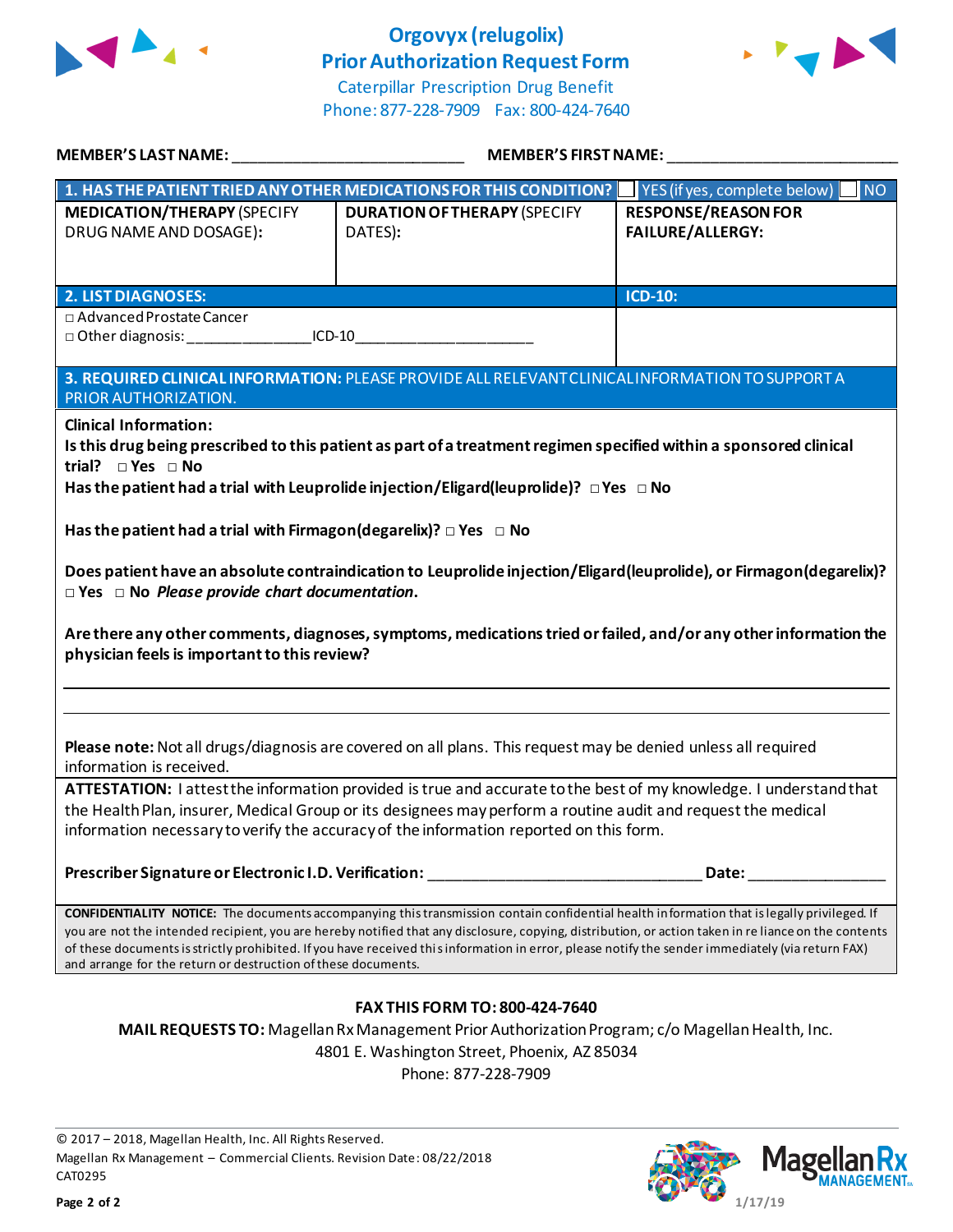# Orgovyx (relugolix) Prior Authorization Request Form

Caterpillar Prescription Drug Benefit
Phone: 877-228-7909 Fax: 800-424-7640

**MEMBER'S LAST NAME:** ___________________________ **MEMBER'S FIRST NAME:** ___________________________

| **1. HAS THE PATIENT TRIED ANY OTHER MEDICATIONS FOR THIS CONDITION?** ☐ YES (if yes, complete below) ☐ NO | | |
|---|---|---|
| **MEDICATION/THERAPY** (SPECIFY DRUG NAME AND DOSAGE): | **DURATION OF THERAPY** (SPECIFY DATES): | **RESPONSE/REASON FOR FAILURE/ALLERGY:** |
| | | |

| **2. LIST DIAGNOSES:** | **ICD-10:** |
|---|---|
| □ Advanced Prostate Cancer<br>□ Other diagnosis: _______________ICD-10_____________________ | |

**3. REQUIRED CLINICAL INFORMATION:** PLEASE PROVIDE ALL RELEVANT CLINICAL INFORMATION TO SUPPORT A PRIOR AUTHORIZATION.

**Clinical Information:**

**Is this drug being prescribed to this patient as part of a treatment regimen specified within a sponsored clinical trial?** □ **Yes** □ **No**

**Has the patient had a trial with Leuprolide injection/Eligard(leuprolide)?** □ **Yes** □ **No**

**Has the patient had a trial with Firmagon(degarelix)?** □ **Yes** □ **No**

**Does patient have an absolute contraindication to Leuprolide injection/Eligard(leuprolide), or Firmagon(degarelix)?** □ **Yes** □ **No** ***Please provide chart documentation.***

**Are there any other comments, diagnoses, symptoms, medications tried or failed, and/or any other information the physician feels is important to this review?**

_____________________________________________________________________________

_____________________________________________________________________________

**Please note:** Not all drugs/diagnosis are covered on all plans. This request may be denied unless all required information is received.

**ATTESTATION:** I attest the information provided is true and accurate to the best of my knowledge. I understand that the Health Plan, insurer, Medical Group or its designees may perform a routine audit and request the medical information necessary to verify the accuracy of the information reported on this form.

**Prescriber Signature or Electronic I.D. Verification:** ________________________________ **Date:** ________________

**CONFIDENTIALITY NOTICE:** The documents accompanying this transmission contain confidential health information that is legally privileged. If you are not the intended recipient, you are hereby notified that any disclosure, copying, distribution, or action taken in reliance on the contents of these documents is strictly prohibited. If you have received this information in error, please notify the sender immediately (via return FAX) and arrange for the return or destruction of these documents.

**FAX THIS FORM TO: 800-424-7640**

**MAIL REQUESTS TO:** Magellan Rx Management Prior Authorization Program; c/o Magellan Health, Inc.
4801 E. Washington Street, Phoenix, AZ 85034
Phone: 877-228-7909

© 2017 – 2018, Magellan Health, Inc. All Rights Reserved.
Magellan Rx Management – Commercial Clients. Revision Date: 08/22/2018
CAT0295

1/17/19